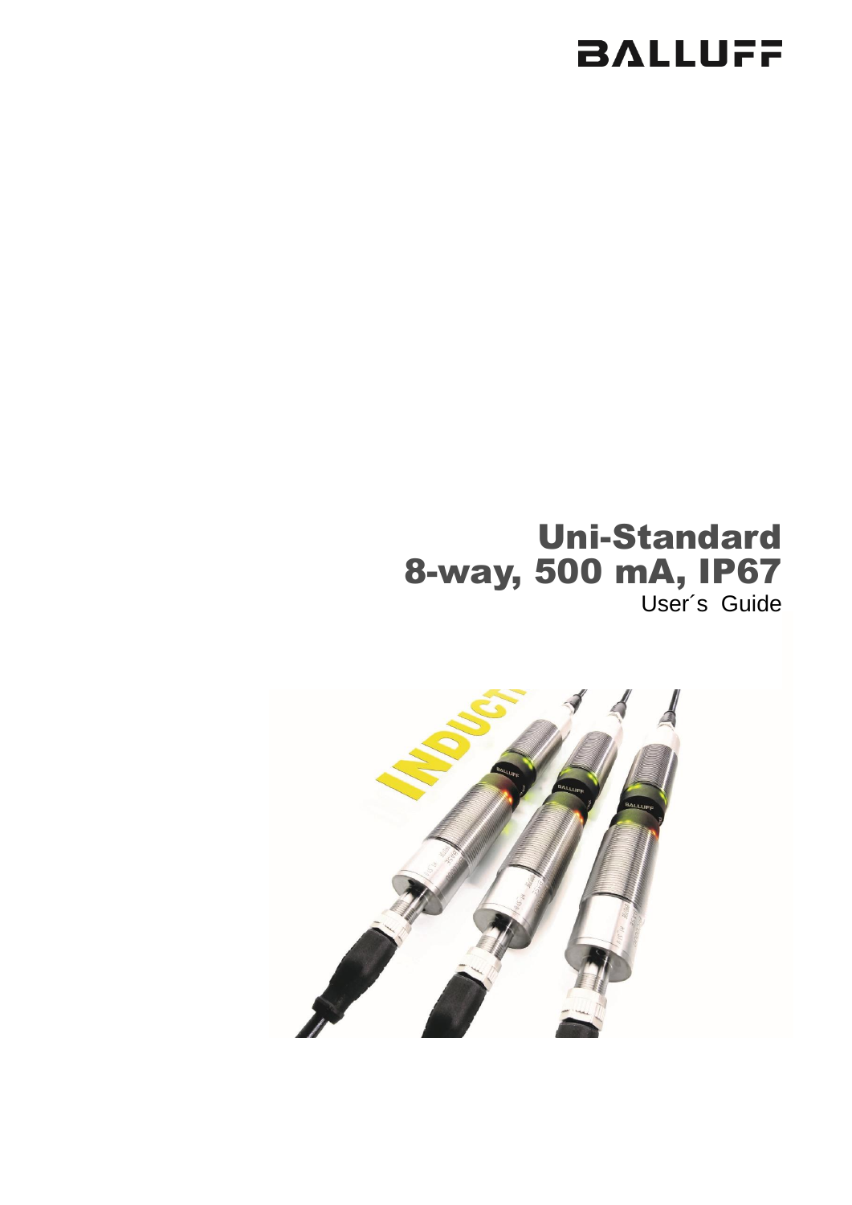BALLUFF

# Uni-Standard 8-way, 500 mA, IP67

User´s Guide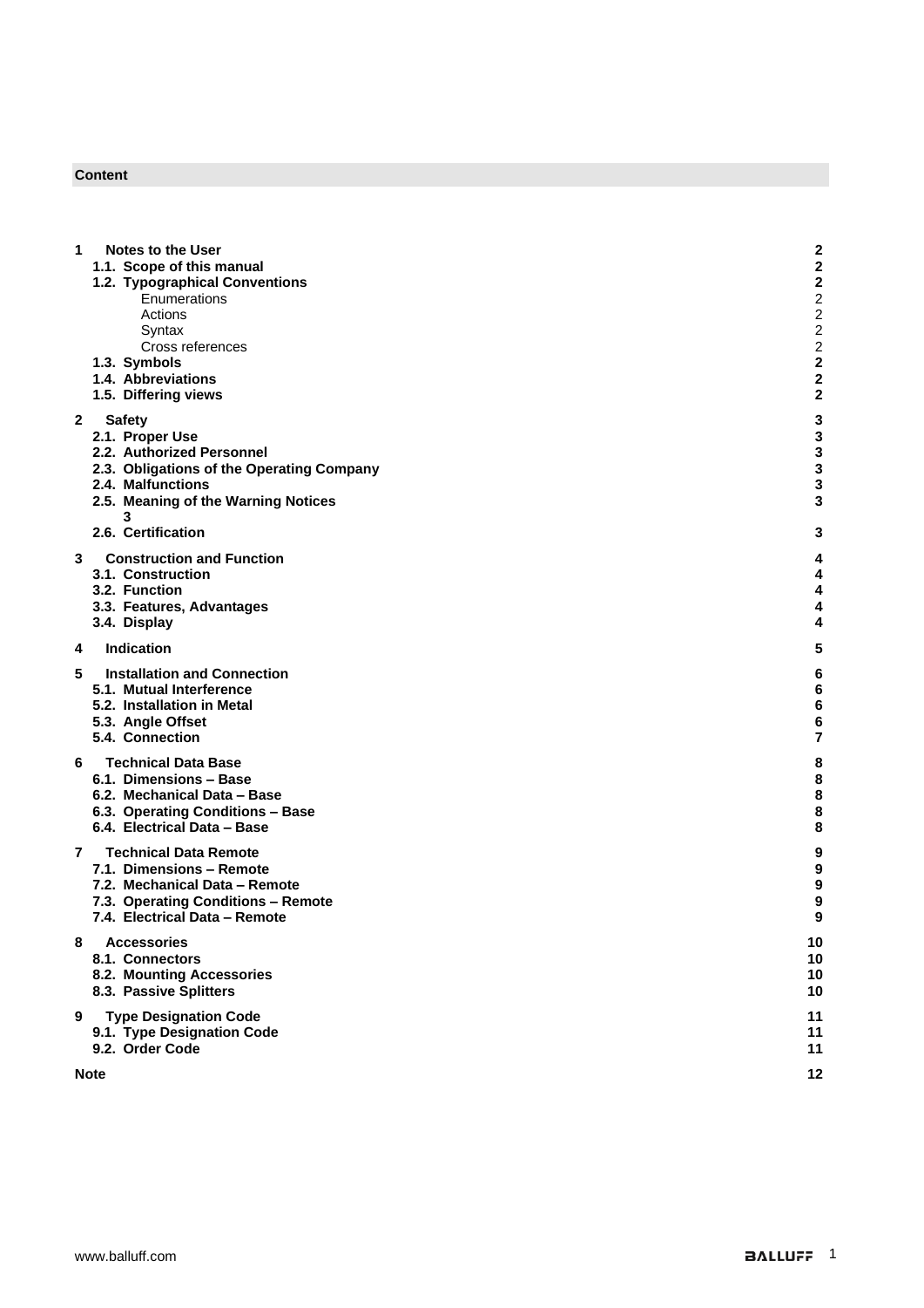**Content**

| | | |
|---|---|---|
| **1** | **Notes to the User** | **2** |
| | **1.1. Scope of this manual** | **2** |
| | **1.2. Typographical Conventions** | **2** |
| | Enumerations | 2 |
| | Actions | 2 |
| | Syntax | 2 |
| | Cross references | 2 |
| | **1.3. Symbols** | **2** |
| | **1.4. Abbreviations** | **2** |
| | **1.5. Differing views** | **2** |
| **2** | **Safety** | **3** |
| | **2.1. Proper Use** | **3** |
| | **2.2. Authorized Personnel** | **3** |
| | **2.3. Obligations of the Operating Company** | **3** |
| | **2.4. Malfunctions** | **3** |
| | **2.5. Meaning of the Warning Notices 3** | **3** |
| | **2.6. Certification** | **3** |
| **3** | **Construction and Function** | **4** |
| | **3.1. Construction** | **4** |
| | **3.2. Function** | **4** |
| | **3.3. Features, Advantages** | **4** |
| | **3.4. Display** | **4** |
| **4** | **Indication** | **5** |
| **5** | **Installation and Connection** | **6** |
| | **5.1. Mutual Interference** | **6** |
| | **5.2. Installation in Metal** | **6** |
| | **5.3. Angle Offset** | **6** |
| | **5.4. Connection** | **7** |
| **6** | **Technical Data Base** | **8** |
| | **6.1. Dimensions – Base** | **8** |
| | **6.2. Mechanical Data – Base** | **8** |
| | **6.3. Operating Conditions – Base** | **8** |
| | **6.4. Electrical Data – Base** | **8** |
| **7** | **Technical Data Remote** | **9** |
| | **7.1. Dimensions – Remote** | **9** |
| | **7.2. Mechanical Data – Remote** | **9** |
| | **7.3. Operating Conditions – Remote** | **9** |
| | **7.4. Electrical Data – Remote** | **9** |
| **8** | **Accessories** | **10** |
| | **8.1. Connectors** | **10** |
| | **8.2. Mounting Accessories** | **10** |
| | **8.3. Passive Splitters** | **10** |
| **9** | **Type Designation Code** | **11** |
| | **9.1. Type Designation Code** | **11** |
| | **9.2. Order Code** | **11** |
| **Note** | | **12** |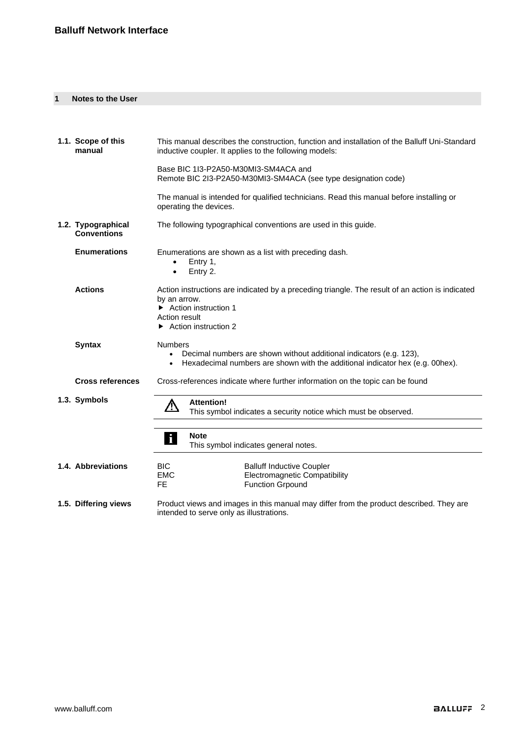## 1 Notes to the User

### 1.1. Scope of this manual

This manual describes the construction, function and installation of the Balluff Uni-Standard inductive coupler. It applies to the following models:

Base BIC 1I3-P2A50-M30MI3-SM4ACA and
Remote BIC 2I3-P2A50-M30MI3-SM4ACA (see type designation code)

The manual is intended for qualified technicians. Read this manual before installing or operating the devices.

### 1.2. Typographical Conventions

The following typographical conventions are used in this guide.

**Enumerations**

Enumerations are shown as a list with preceding dash.

- Entry 1,
- Entry 2.

**Actions**

Action instructions are indicated by a preceding triangle. The result of an action is indicated by an arrow.

▶ Action instruction 1
Action result
▶ Action instruction 2

**Syntax**

Numbers

- Decimal numbers are shown without additional indicators (e.g. 123),
- Hexadecimal numbers are shown with the additional indicator hex (e.g. 00hex).

**Cross references**

Cross-references indicate where further information on the topic can be found

### 1.3. Symbols

⚠ **Attention!**
This symbol indicates a security notice which must be observed.

ℹ **Note**
This symbol indicates general notes.

### 1.4. Abbreviations

| | |
|---|---|
| BIC | Balluff Inductive Coupler |
| EMC | Electromagnetic Compatibility |
| FE | Function Grpound |

### 1.5. Differing views

Product views and images in this manual may differ from the product described. They are intended to serve only as illustrations.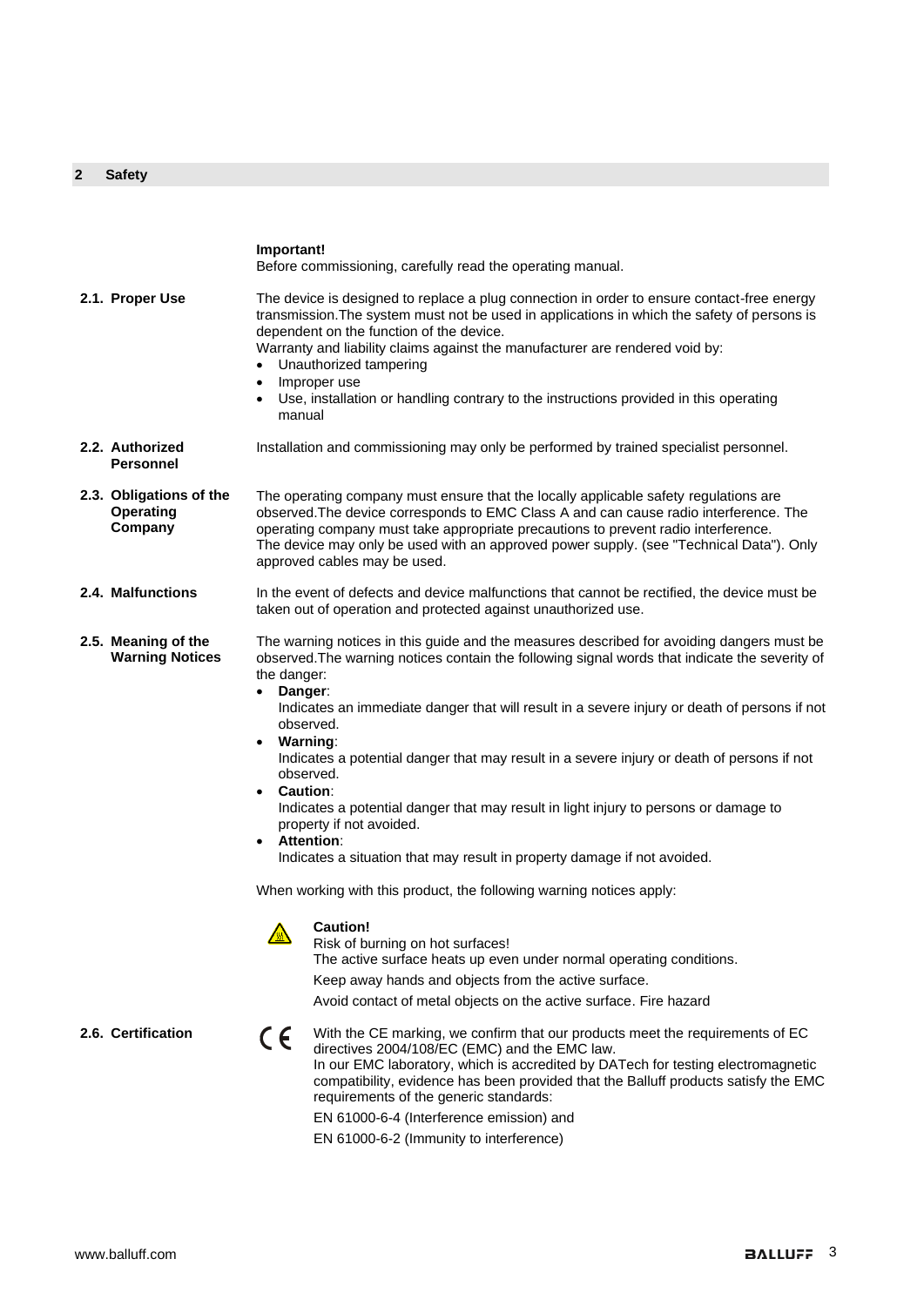## 2 Safety

**Important!**
Before commissioning, carefully read the operating manual.

### 2.1. Proper Use

The device is designed to replace a plug connection in order to ensure contact-free energy transmission.The system must not be used in applications in which the safety of persons is dependent on the function of the device.
Warranty and liability claims against the manufacturer are rendered void by:

- Unauthorized tampering
- Improper use
- Use, installation or handling contrary to the instructions provided in this operating manual

### 2.2. Authorized Personnel

Installation and commissioning may only be performed by trained specialist personnel.

### 2.3. Obligations of the Operating Company

The operating company must ensure that the locally applicable safety regulations are observed.The device corresponds to EMC Class A and can cause radio interference. The operating company must take appropriate precautions to prevent radio interference.
The device may only be used with an approved power supply. (see "Technical Data"). Only approved cables may be used.

### 2.4. Malfunctions

In the event of defects and device malfunctions that cannot be rectified, the device must be taken out of operation and protected against unauthorized use.

### 2.5. Meaning of the Warning Notices

The warning notices in this guide and the measures described for avoiding dangers must be observed.The warning notices contain the following signal words that indicate the severity of the danger:

- **Danger**:
  Indicates an immediate danger that will result in a severe injury or death of persons if not observed.
- **Warning**:
  Indicates a potential danger that may result in a severe injury or death of persons if not observed.
- **Caution**:
  Indicates a potential danger that may result in light injury to persons or damage to property if not avoided.
- **Attention**:
  Indicates a situation that may result in property damage if not avoided.

When working with this product, the following warning notices apply:

**Caution!**
Risk of burning on hot surfaces!
The active surface heats up even under normal operating conditions.

Keep away hands and objects from the active surface.

Avoid contact of metal objects on the active surface. Fire hazard

### 2.6. Certification

CE

With the CE marking, we confirm that our products meet the requirements of EC directives 2004/108/EC (EMC) and the EMC law.
In our EMC laboratory, which is accredited by DATech for testing electromagnetic compatibility, evidence has been provided that the Balluff products satisfy the EMC requirements of the generic standards:

EN 61000-6-4 (Interference emission) and

EN 61000-6-2 (Immunity to interference)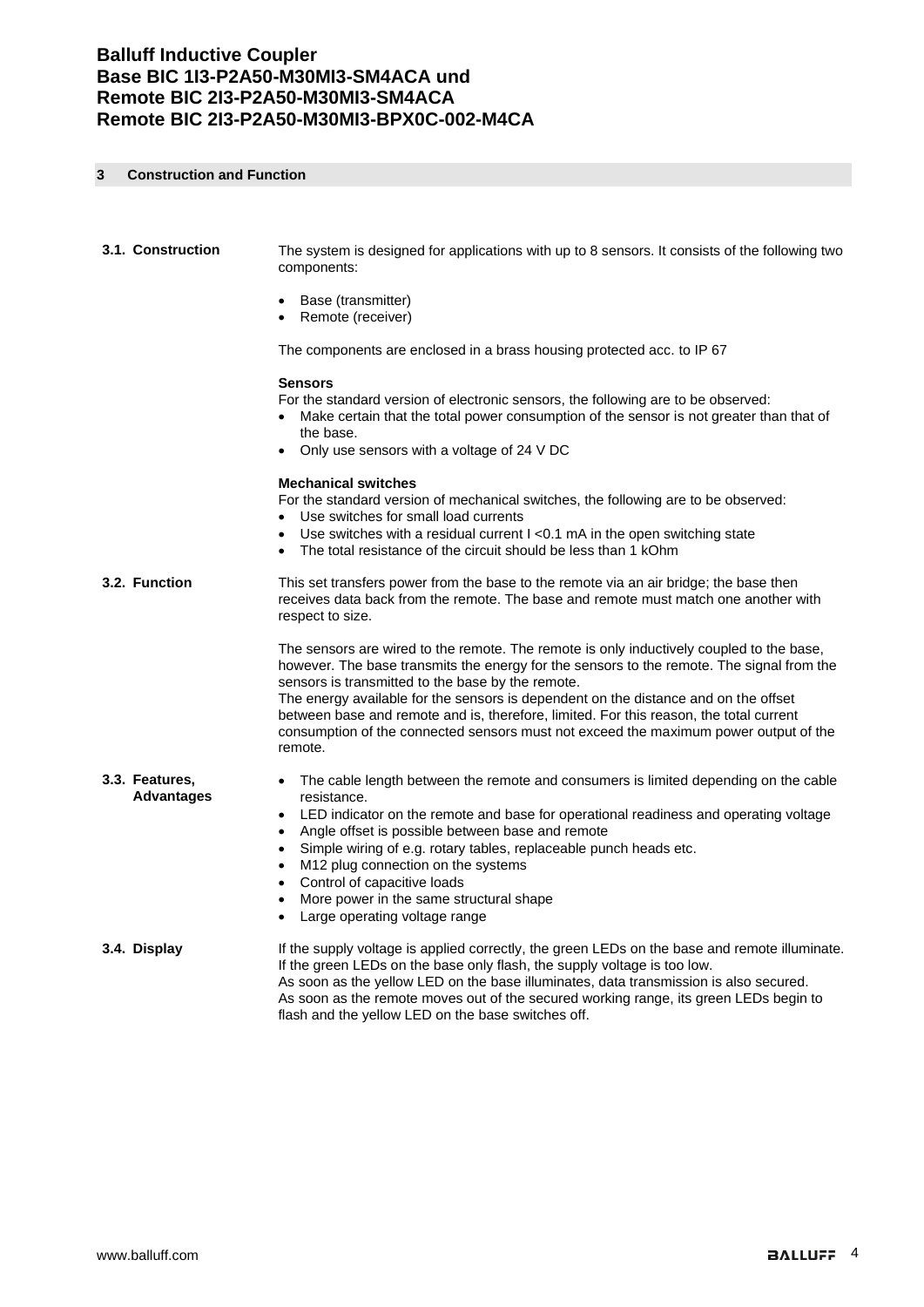## 3 Construction and Function

### 3.1. Construction

The system is designed for applications with up to 8 sensors. It consists of the following two components:

- Base (transmitter)
- Remote (receiver)

The components are enclosed in a brass housing protected acc. to IP 67

**Sensors**

For the standard version of electronic sensors, the following are to be observed:

- Make certain that the total power consumption of the sensor is not greater than that of the base.
- Only use sensors with a voltage of 24 V DC

**Mechanical switches**

For the standard version of mechanical switches, the following are to be observed:

- Use switches for small load currents
- Use switches with a residual current I <0.1 mA in the open switching state
- The total resistance of the circuit should be less than 1 kOhm

### 3.2. Function

This set transfers power from the base to the remote via an air bridge; the base then receives data back from the remote. The base and remote must match one another with respect to size.

The sensors are wired to the remote. The remote is only inductively coupled to the base, however. The base transmits the energy for the sensors to the remote. The signal from the sensors is transmitted to the base by the remote.
The energy available for the sensors is dependent on the distance and on the offset between base and remote and is, therefore, limited. For this reason, the total current consumption of the connected sensors must not exceed the maximum power output of the remote.

### 3.3. Features, Advantages

- The cable length between the remote and consumers is limited depending on the cable resistance.
- LED indicator on the remote and base for operational readiness and operating voltage
- Angle offset is possible between base and remote
- Simple wiring of e.g. rotary tables, replaceable punch heads etc.
- M12 plug connection on the systems
- Control of capacitive loads
- More power in the same structural shape
- Large operating voltage range

### 3.4. Display

If the supply voltage is applied correctly, the green LEDs on the base and remote illuminate.
If the green LEDs on the base only flash, the supply voltage is too low.
As soon as the yellow LED on the base illuminates, data transmission is also secured.
As soon as the remote moves out of the secured working range, its green LEDs begin to flash and the yellow LED on the base switches off.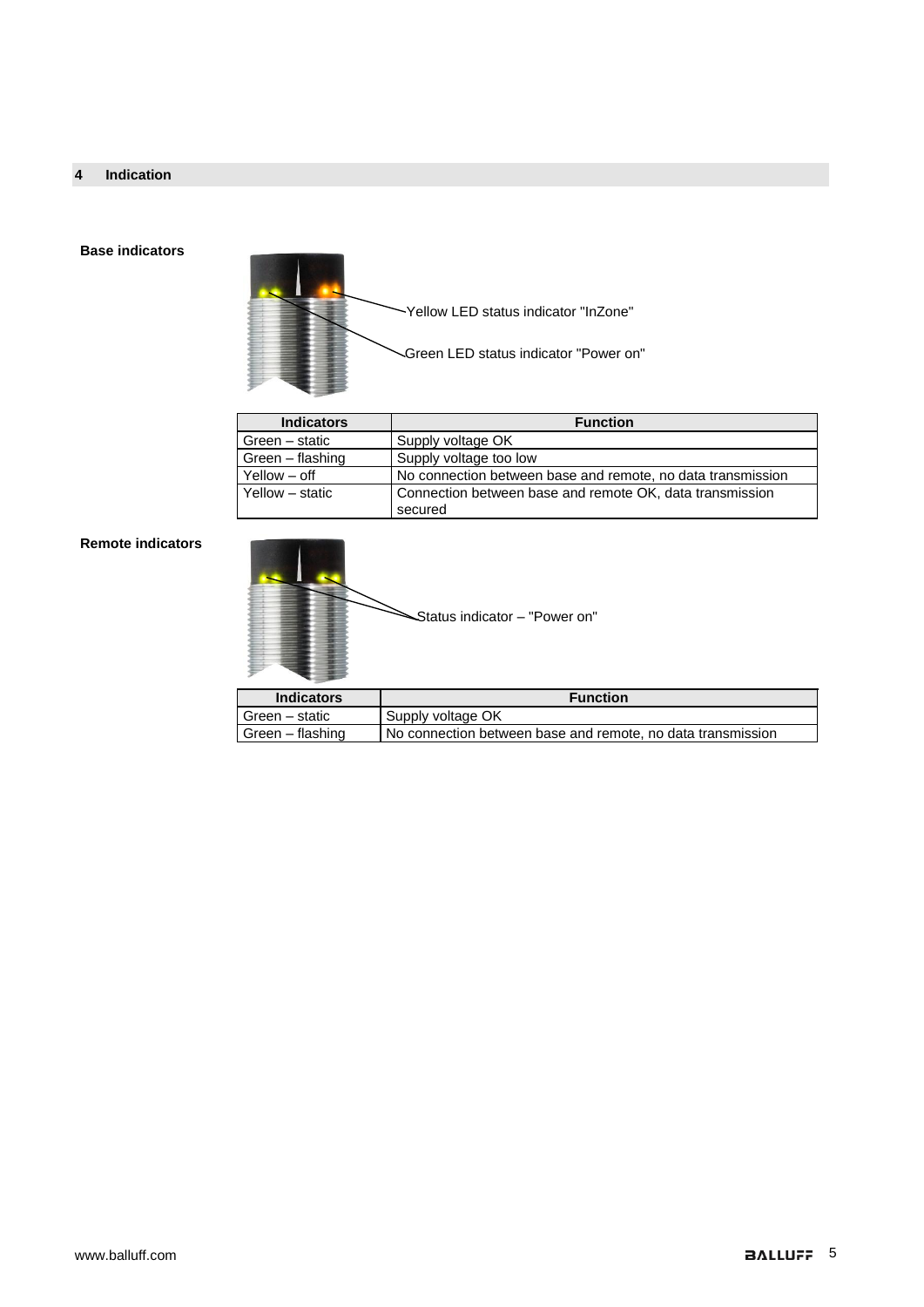# 4 Indication

**Base indicators**

Yellow LED status indicator "InZone"

Green LED status indicator "Power on"

| Indicators | Function |
|---|---|
| Green – static | Supply voltage OK |
| Green – flashing | Supply voltage too low |
| Yellow – off | No connection between base and remote, no data transmission |
| Yellow – static | Connection between base and remote OK, data transmission secured |

**Remote indicators**

Status indicator – "Power on"

| Indicators | Function |
|---|---|
| Green – static | Supply voltage OK |
| Green – flashing | No connection between base and remote, no data transmission |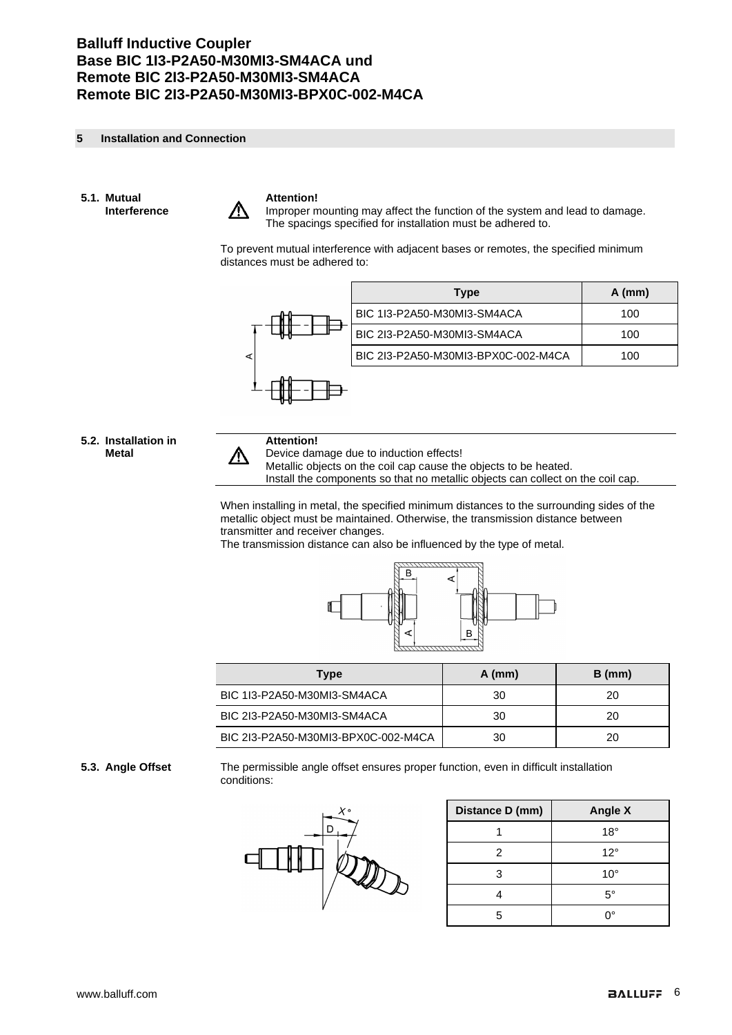# Balluff Inductive Coupler
# Base BIC 1I3-P2A50-M30MI3-SM4ACA und
# Remote BIC 2I3-P2A50-M30MI3-SM4ACA
# Remote BIC 2I3-P2A50-M30MI3-BPX0C-002-M4CA

## 5 Installation and Connection

### 5.1. Mutual Interference

**Attention!**
Improper mounting may affect the function of the system and lead to damage. The spacings specified for installation must be adhered to.

To prevent mutual interference with adjacent bases or remotes, the specified minimum distances must be adhered to:

| Type | A (mm) |
|---|---|
| BIC 1I3-P2A50-M30MI3-SM4ACA | 100 |
| BIC 2I3-P2A50-M30MI3-SM4ACA | 100 |
| BIC 2I3-P2A50-M30MI3-BPX0C-002-M4CA | 100 |

### 5.2. Installation in Metal

**Attention!**
Device damage due to induction effects!
Metallic objects on the coil cap cause the objects to be heated.
Install the components so that no metallic objects can collect on the coil cap.

When installing in metal, the specified minimum distances to the surrounding sides of the metallic object must be maintained. Otherwise, the transmission distance between transmitter and receiver changes.
The transmission distance can also be influenced by the type of metal.

| Type | A (mm) | B (mm) |
|---|---|---|
| BIC 1I3-P2A50-M30MI3-SM4ACA | 30 | 20 |
| BIC 2I3-P2A50-M30MI3-SM4ACA | 30 | 20 |
| BIC 2I3-P2A50-M30MI3-BPX0C-002-M4CA | 30 | 20 |

### 5.3. Angle Offset

The permissible angle offset ensures proper function, even in difficult installation conditions:

| Distance D (mm) | Angle X |
|---|---|
| 1 | 18° |
| 2 | 12° |
| 3 | 10° |
| 4 | 5° |
| 5 | 0° |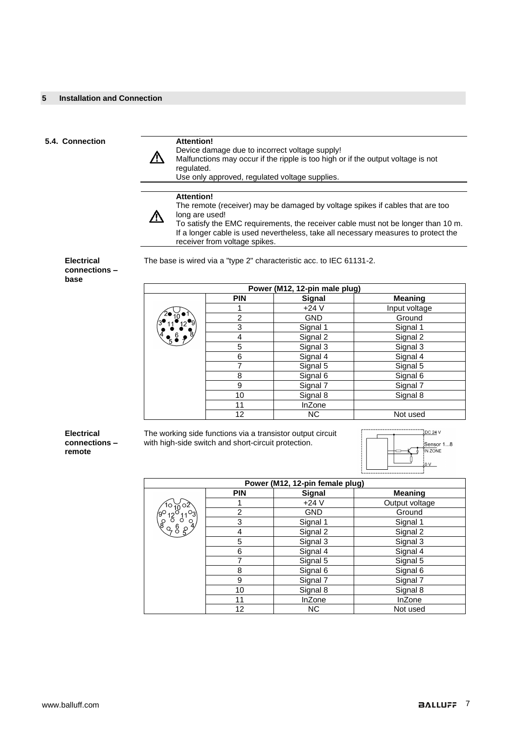## 5 Installation and Connection

### 5.4. Connection

> **Attention!**
> Device damage due to incorrect voltage supply!
> Malfunctions may occur if the ripple is too high or if the output voltage is not regulated.
> Use only approved, regulated voltage supplies.

> **Attention!**
> The remote (receiver) may be damaged by voltage spikes if cables that are too long are used!
> To satisfy the EMC requirements, the receiver cable must not be longer than 10 m.
> If a longer cable is used nevertheless, take all necessary measures to protect the receiver from voltage spikes.

**Electrical connections – base**

The base is wired via a "type 2" characteristic acc. to IEC 61131-2.

| Power (M12, 12-pin male plug) | | | |
|---|---|---|---|
| | **PIN** | **Signal** | **Meaning** |
| | 1 | +24 V | Input voltage |
| | 2 | GND | Ground |
| | 3 | Signal 1 | Signal 1 |
| | 4 | Signal 2 | Signal 2 |
| | 5 | Signal 3 | Signal 3 |
| | 6 | Signal 4 | Signal 4 |
| | 7 | Signal 5 | Signal 5 |
| | 8 | Signal 6 | Signal 6 |
| | 9 | Signal 7 | Signal 7 |
| | 10 | Signal 8 | Signal 8 |
| | 11 | InZone | |
| | 12 | NC | Not used |

**Electrical connections – remote**

The working side functions via a transistor output circuit with high-side switch and short-circuit protection.

| Power (M12, 12-pin female plug) | | | |
|---|---|---|---|
| | **PIN** | **Signal** | **Meaning** |
| | 1 | +24 V | Output voltage |
| | 2 | GND | Ground |
| | 3 | Signal 1 | Signal 1 |
| | 4 | Signal 2 | Signal 2 |
| | 5 | Signal 3 | Signal 3 |
| | 6 | Signal 4 | Signal 4 |
| | 7 | Signal 5 | Signal 5 |
| | 8 | Signal 6 | Signal 6 |
| | 9 | Signal 7 | Signal 7 |
| | 10 | Signal 8 | Signal 8 |
| | 11 | InZone | InZone |
| | 12 | NC | Not used |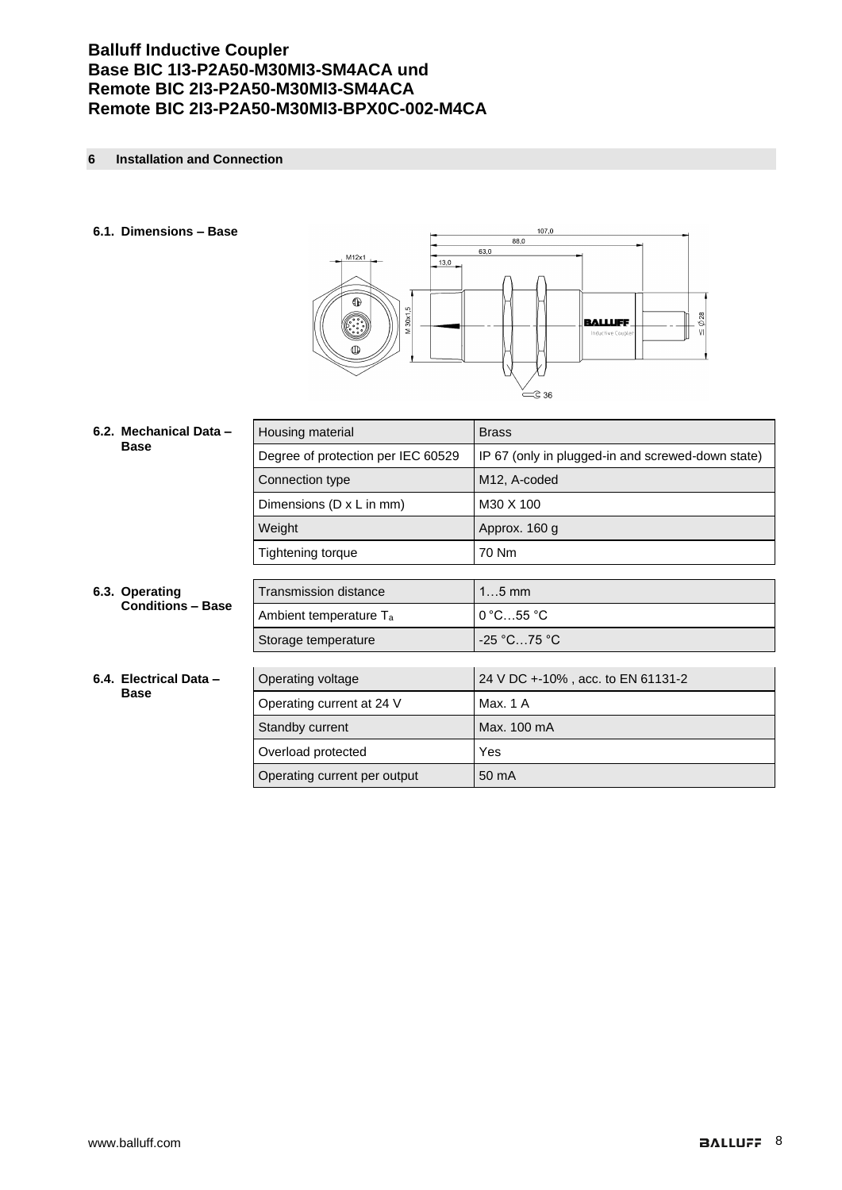# Balluff Inductive Coupler
# Base BIC 1I3-P2A50-M30MI3-SM4ACA und Remote BIC 2I3-P2A50-M30MI3-SM4ACA Remote BIC 2I3-P2A50-M30MI3-BPX0C-002-M4CA

## 6 Installation and Connection

### 6.1. Dimensions – Base

### 6.2. Mechanical Data – Base

| Housing material | Brass |
|---|---|
| Degree of protection per IEC 60529 | IP 67 (only in plugged-in and screwed-down state) |
| Connection type | M12, A-coded |
| Dimensions (D x L in mm) | M30 X 100 |
| Weight | Approx. 160 g |
| Tightening torque | 70 Nm |

### 6.3. Operating Conditions – Base

| Transmission distance | 1…5 mm |
|---|---|
| Ambient temperature $T_a$ | 0 °C…55 °C |
| Storage temperature | -25 °C…75 °C |

### 6.4. Electrical Data – Base

| Operating voltage | 24 V DC +-10% , acc. to EN 61131-2 |
|---|---|
| Operating current at 24 V | Max. 1 A |
| Standby current | Max. 100 mA |
| Overload protected | Yes |
| Operating current per output | 50 mA |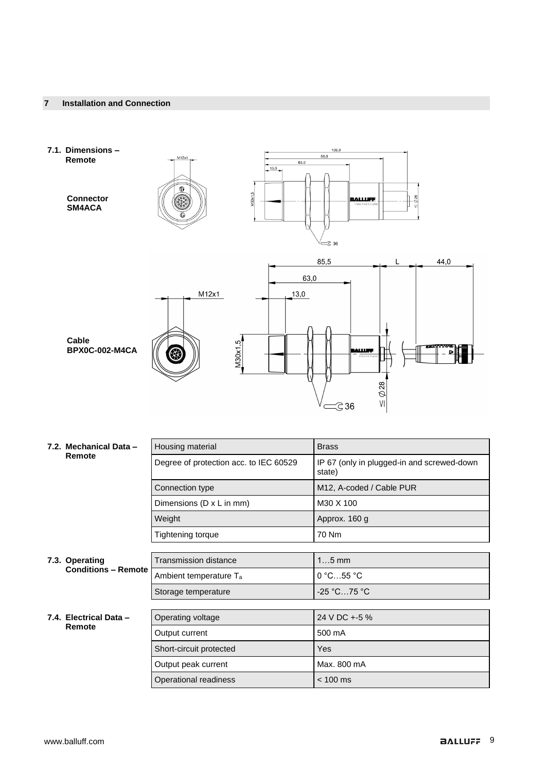## 7 Installation and Connection

### 7.1. Dimensions – Remote

**Connector SM4ACA**

M12x1

106,0

88,0

63,0

13,0

M30x1,5

≤ Ø 28

36

**Cable BPX0C-002-M4CA**

M12x1

85,5

L

44,0

63,0

13,0

M30x1,5

≤ Ø 28

36

### 7.2. Mechanical Data – Remote

| Housing material | Brass |
|---|---|
| Degree of protection acc. to IEC 60529 | IP 67 (only in plugged-in and screwed-down state) |
| Connection type | M12, A-coded / Cable PUR |
| Dimensions (D x L in mm) | M30 X 100 |
| Weight | Approx. 160 g |
| Tightening torque | 70 Nm |

### 7.3. Operating Conditions – Remote

| Transmission distance | 1…5 mm |
|---|---|
| Ambient temperature $T_a$ | 0 °C…55 °C |
| Storage temperature | -25 °C…75 °C |

### 7.4. Electrical Data – Remote

| Operating voltage | 24 V DC +-5 % |
|---|---|
| Output current | 500 mA |
| Short-circuit protected | Yes |
| Output peak current | Max. 800 mA |
| Operational readiness | < 100 ms |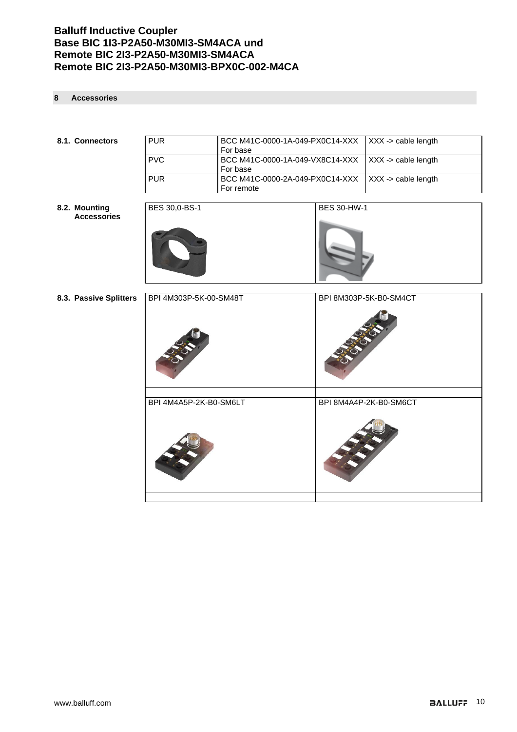# Balluff Inductive Coupler
# Base BIC 1I3-P2A50-M30MI3-SM4ACA und
# Remote BIC 2I3-P2A50-M30MI3-SM4ACA
# Remote BIC 2I3-P2A50-M30MI3-BPX0C-002-M4CA

## 8 Accessories

### 8.1. Connectors

| | | |
|---|---|---|
| PUR | BCC M41C-0000-1A-049-PX0C14-XXX For base | XXX -> cable length |
| PVC | BCC M41C-0000-1A-049-VX8C14-XXX For base | XXX -> cable length |
| PUR | BCC M41C-0000-2A-049-PX0C14-XXX For remote | XXX -> cable length |

### 8.2. Mounting Accessories

| | |
|---|---|
| BES 30,0-BS-1 | BES 30-HW-1 |

### 8.3. Passive Splitters

| | |
|---|---|
| BPI 4M303P-5K-00-SM48T | BPI 8M303P-5K-B0-SM4CT |
| BPI 4M4A5P-2K-B0-SM6LT | BPI 8M4A4P-2K-B0-SM6CT |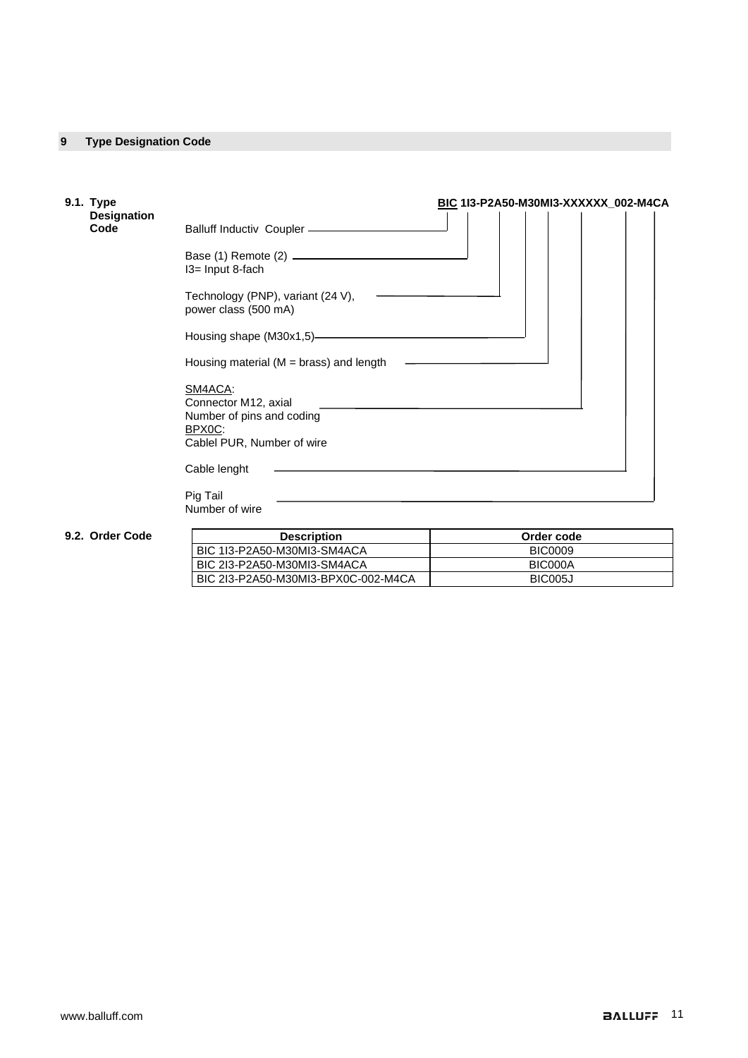## 9 Type Designation Code

### 9.1. Type Designation Code

**BIC 1I3-P2A50-M30MI3-XXXXXX_002-M4CA**

- Balluff Inductiv Coupler
- Base (1) Remote (2)
  I3= Input 8-fach
- Technology (PNP), variant (24 V), power class (500 mA)
- Housing shape (M30x1,5)
- Housing material (M = brass) and length
- SM4ACA:
  Connector M12, axial
  Number of pins and coding
  BPX0C:
  Cablel PUR, Number of wire
- Cable lenght
- Pig Tail
  Number of wire

### 9.2. Order Code

| Description | Order code |
|---|---|
| BIC 1I3-P2A50-M30MI3-SM4ACA | BIC0009 |
| BIC 2I3-P2A50-M30MI3-SM4ACA | BIC000A |
| BIC 2I3-P2A50-M30MI3-BPX0C-002-M4CA | BIC005J |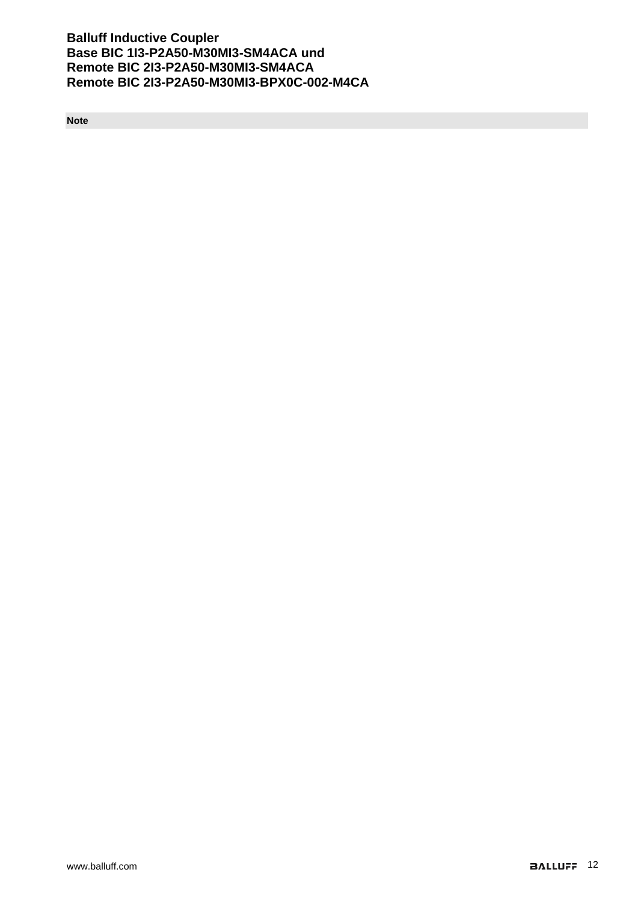**Note**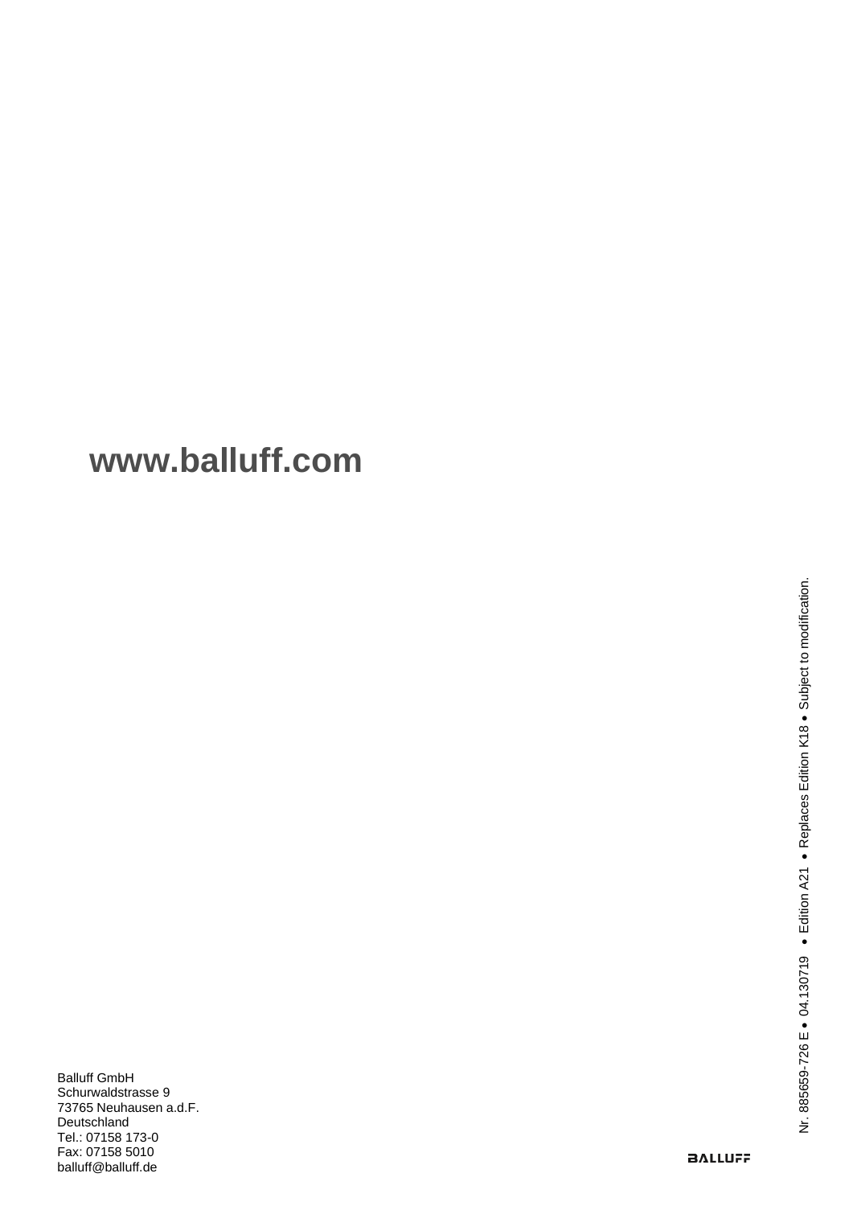**www.balluff.com**

Balluff GmbH
Schurwaldstrasse 9
73765 Neuhausen a.d.F.
Deutschland
Tel.: 07158 173-0
Fax: 07158 5010
balluff@balluff.de

BALLUFF

Nr. 885659-726 E • 04.130719 • Edition A21 • Replaces Edition K18 • Subject to modification.